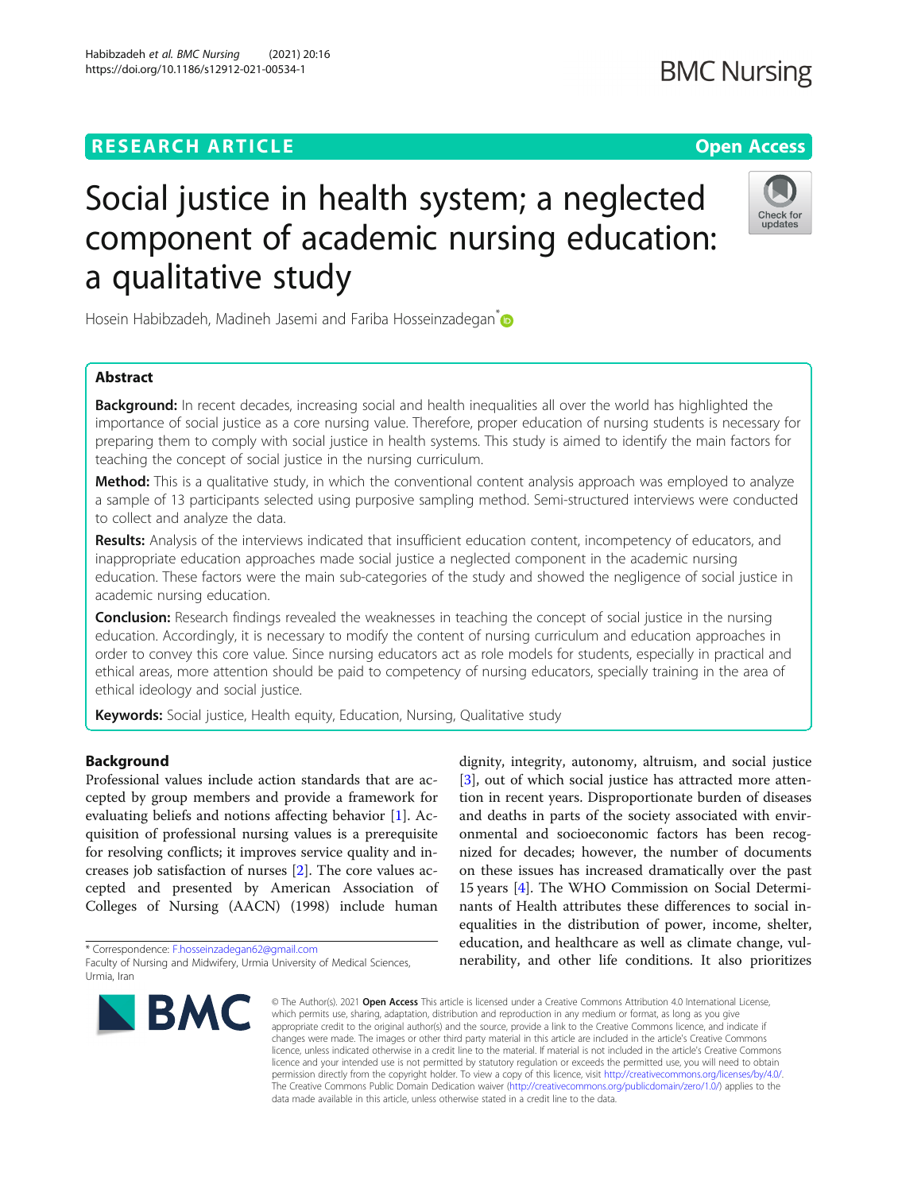RESEARCH ARTICLE

Open Access

# Social justice in health system; a neglected component of academic nursing education: a qualitative study

Hosein Habibzadeh, Madineh Jasemi and Fariba Hosseinzadegan*

## Abstract

**Background:** In recent decades, increasing social and health inequalities all over the world has highlighted the importance of social justice as a core nursing value. Therefore, proper education of nursing students is necessary for preparing them to comply with social justice in health systems. This study is aimed to identify the main factors for teaching the concept of social justice in the nursing curriculum.

**Method:** This is a qualitative study, in which the conventional content analysis approach was employed to analyze a sample of 13 participants selected using purposive sampling method. Semi-structured interviews were conducted to collect and analyze the data.

**Results:** Analysis of the interviews indicated that insufficient education content, incompetency of educators, and inappropriate education approaches made social justice a neglected component in the academic nursing education. These factors were the main sub-categories of the study and showed the negligence of social justice in academic nursing education.

**Conclusion:** Research findings revealed the weaknesses in teaching the concept of social justice in the nursing education. Accordingly, it is necessary to modify the content of nursing curriculum and education approaches in order to convey this core value. Since nursing educators act as role models for students, especially in practical and ethical areas, more attention should be paid to competency of nursing educators, specially training in the area of ethical ideology and social justice.

**Keywords:** Social justice, Health equity, Education, Nursing, Qualitative study

## Background

Professional values include action standards that are accepted by group members and provide a framework for evaluating beliefs and notions affecting behavior [1]. Acquisition of professional nursing values is a prerequisite for resolving conflicts; it improves service quality and increases job satisfaction of nurses [2]. The core values accepted and presented by American Association of Colleges of Nursing (AACN) (1998) include human dignity, integrity, autonomy, altruism, and social justice [3], out of which social justice has attracted more attention in recent years. Disproportionate burden of diseases and deaths in parts of the society associated with environmental and socioeconomic factors has been recognized for decades; however, the number of documents on these issues has increased dramatically over the past 15 years [4]. The WHO Commission on Social Determinants of Health attributes these differences to social inequalities in the distribution of power, income, shelter, education, and healthcare as well as climate change, vulnerability, and other life conditions. It also prioritizes

* Correspondence: F.hosseinzadegan62@gmail.com
Faculty of Nursing and Midwifery, Urmia University of Medical Sciences, Urmia, Iran

© The Author(s). 2021 **Open Access** This article is licensed under a Creative Commons Attribution 4.0 International License, which permits use, sharing, adaptation, distribution and reproduction in any medium or format, as long as you give appropriate credit to the original author(s) and the source, provide a link to the Creative Commons licence, and indicate if changes were made. The images or other third party material in this article are included in the article's Creative Commons licence, unless indicated otherwise in a credit line to the material. If material is not included in the article's Creative Commons licence and your intended use is not permitted by statutory regulation or exceeds the permitted use, you will need to obtain permission directly from the copyright holder. To view a copy of this licence, visit http://creativecommons.org/licenses/by/4.0/. The Creative Commons Public Domain Dedication waiver (http://creativecommons.org/publicdomain/zero/1.0/) applies to the data made available in this article, unless otherwise stated in a credit line to the data.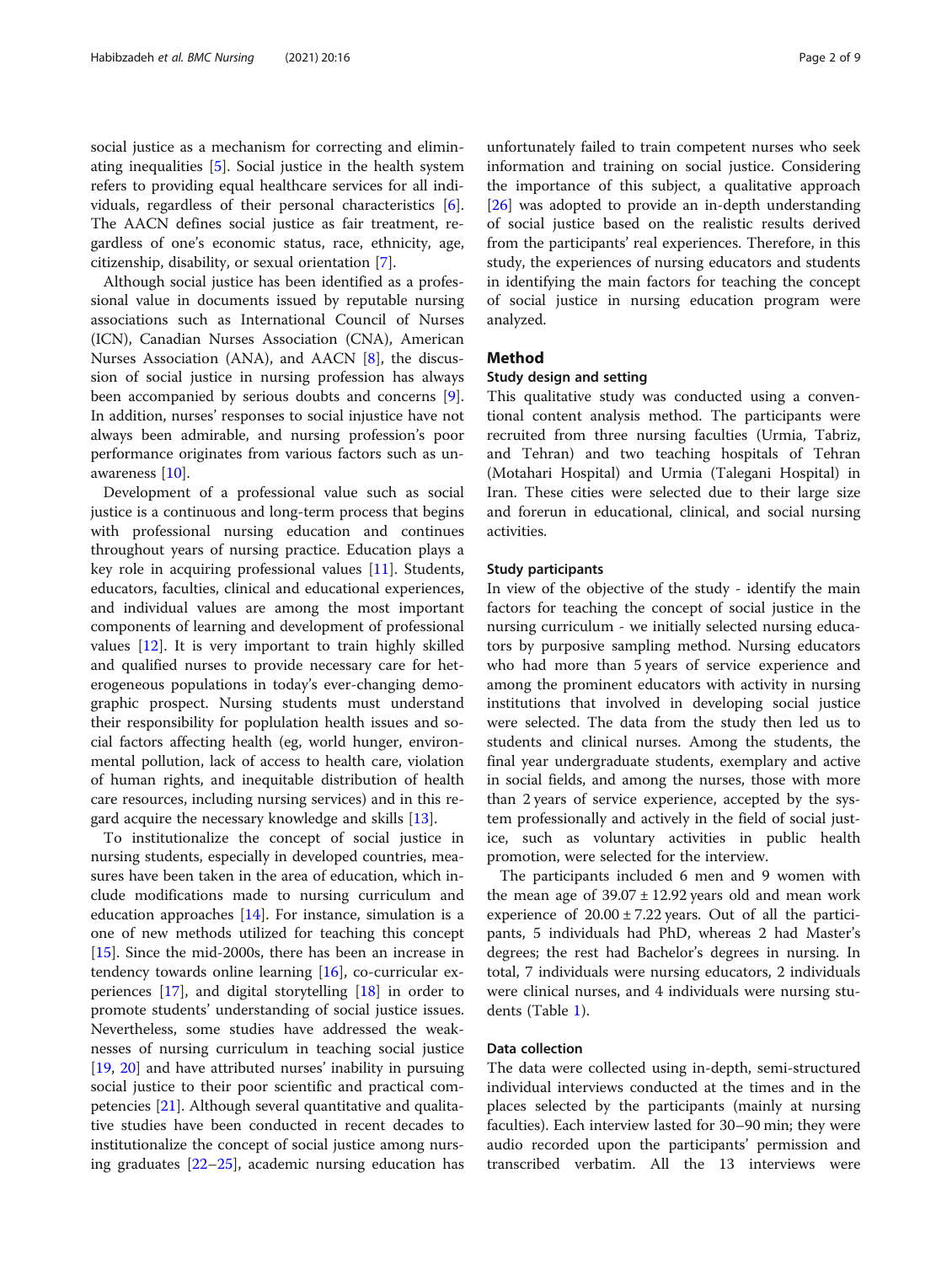social justice as a mechanism for correcting and eliminating inequalities [5]. Social justice in the health system refers to providing equal healthcare services for all individuals, regardless of their personal characteristics [6]. The AACN defines social justice as fair treatment, regardless of one's economic status, race, ethnicity, age, citizenship, disability, or sexual orientation [7].

Although social justice has been identified as a professional value in documents issued by reputable nursing associations such as International Council of Nurses (ICN), Canadian Nurses Association (CNA), American Nurses Association (ANA), and AACN [8], the discussion of social justice in nursing profession has always been accompanied by serious doubts and concerns [9]. In addition, nurses' responses to social injustice have not always been admirable, and nursing profession's poor performance originates from various factors such as unawareness [10].

Development of a professional value such as social justice is a continuous and long-term process that begins with professional nursing education and continues throughout years of nursing practice. Education plays a key role in acquiring professional values [11]. Students, educators, faculties, clinical and educational experiences, and individual values are among the most important components of learning and development of professional values [12]. It is very important to train highly skilled and qualified nurses to provide necessary care for heterogeneous populations in today's ever-changing demographic prospect. Nursing students must understand their responsibility for poplulation health issues and social factors affecting health (eg, world hunger, environmental pollution, lack of access to health care, violation of human rights, and inequitable distribution of health care resources, including nursing services) and in this regard acquire the necessary knowledge and skills [13].

To institutionalize the concept of social justice in nursing students, especially in developed countries, measures have been taken in the area of education, which include modifications made to nursing curriculum and education approaches [14]. For instance, simulation is a one of new methods utilized for teaching this concept [15]. Since the mid-2000s, there has been an increase in tendency towards online learning [16], co-curricular experiences [17], and digital storytelling [18] in order to promote students' understanding of social justice issues. Nevertheless, some studies have addressed the weaknesses of nursing curriculum in teaching social justice [19, 20] and have attributed nurses' inability in pursuing social justice to their poor scientific and practical competencies [21]. Although several quantitative and qualitative studies have been conducted in recent decades to institutionalize the concept of social justice among nursing graduates [22–25], academic nursing education has unfortunately failed to train competent nurses who seek information and training on social justice. Considering the importance of this subject, a qualitative approach [26] was adopted to provide an in-depth understanding of social justice based on the realistic results derived from the participants' real experiences. Therefore, in this study, the experiences of nursing educators and students in identifying the main factors for teaching the concept of social justice in nursing education program were analyzed.

## Method

### Study design and setting

This qualitative study was conducted using a conventional content analysis method. The participants were recruited from three nursing faculties (Urmia, Tabriz, and Tehran) and two teaching hospitals of Tehran (Motahari Hospital) and Urmia (Talegani Hospital) in Iran. These cities were selected due to their large size and forerun in educational, clinical, and social nursing activities.

### Study participants

In view of the objective of the study - identify the main factors for teaching the concept of social justice in the nursing curriculum - we initially selected nursing educators by purposive sampling method. Nursing educators who had more than 5 years of service experience and among the prominent educators with activity in nursing institutions that involved in developing social justice were selected. The data from the study then led us to students and clinical nurses. Among the students, the final year undergraduate students, exemplary and active in social fields, and among the nurses, those with more than 2 years of service experience, accepted by the system professionally and actively in the field of social justice, such as voluntary activities in public health promotion, were selected for the interview.

The participants included 6 men and 9 women with the mean age of 39.07 ± 12.92 years old and mean work experience of 20.00 ± 7.22 years. Out of all the participants, 5 individuals had PhD, whereas 2 had Master's degrees; the rest had Bachelor's degrees in nursing. In total, 7 individuals were nursing educators, 2 individuals were clinical nurses, and 4 individuals were nursing students (Table 1).

### Data collection

The data were collected using in-depth, semi-structured individual interviews conducted at the times and in the places selected by the participants (mainly at nursing faculties). Each interview lasted for 30–90 min; they were audio recorded upon the participants' permission and transcribed verbatim. All the 13 interviews were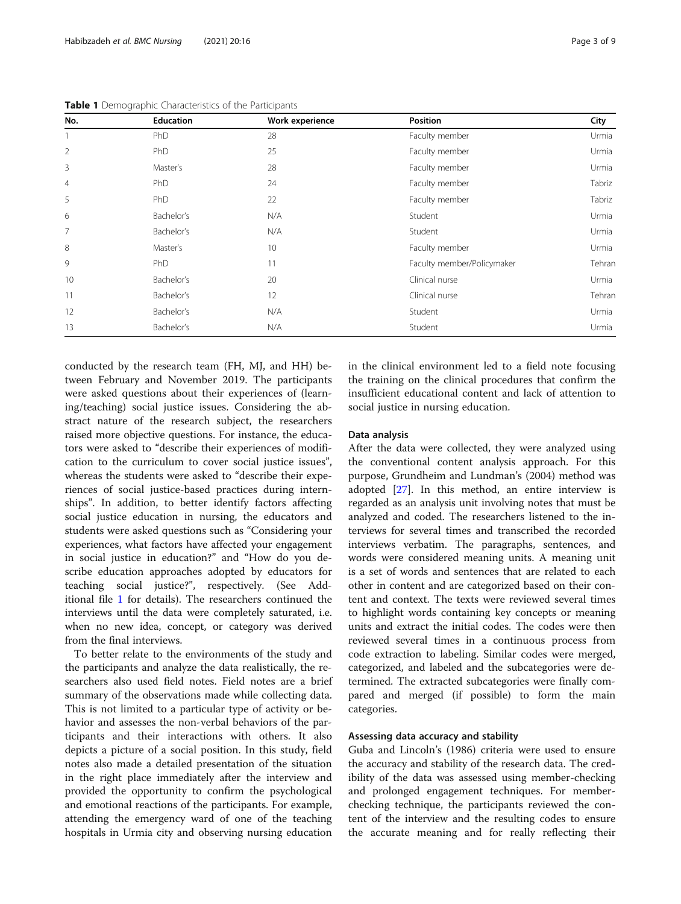**Table 1** Demographic Characteristics of the Participants

| No. | Education | Work experience | Position | City |
|---|---|---|---|---|
| 1 | PhD | 28 | Faculty member | Urmia |
| 2 | PhD | 25 | Faculty member | Urmia |
| 3 | Master's | 28 | Faculty member | Urmia |
| 4 | PhD | 24 | Faculty member | Tabriz |
| 5 | PhD | 22 | Faculty member | Tabriz |
| 6 | Bachelor's | N/A | Student | Urmia |
| 7 | Bachelor's | N/A | Student | Urmia |
| 8 | Master's | 10 | Faculty member | Urmia |
| 9 | PhD | 11 | Faculty member/Policymaker | Tehran |
| 10 | Bachelor's | 20 | Clinical nurse | Urmia |
| 11 | Bachelor's | 12 | Clinical nurse | Tehran |
| 12 | Bachelor's | N/A | Student | Urmia |
| 13 | Bachelor's | N/A | Student | Urmia |

conducted by the research team (FH, MJ, and HH) between February and November 2019. The participants were asked questions about their experiences of (learning/teaching) social justice issues. Considering the abstract nature of the research subject, the researchers raised more objective questions. For instance, the educators were asked to "describe their experiences of modification to the curriculum to cover social justice issues", whereas the students were asked to "describe their experiences of social justice-based practices during internships". In addition, to better identify factors affecting social justice education in nursing, the educators and students were asked questions such as "Considering your experiences, what factors have affected your engagement in social justice in education?" and "How do you describe education approaches adopted by educators for teaching social justice?", respectively. (See Additional file 1 for details). The researchers continued the interviews until the data were completely saturated, i.e. when no new idea, concept, or category was derived from the final interviews.

To better relate to the environments of the study and the participants and analyze the data realistically, the researchers also used field notes. Field notes are a brief summary of the observations made while collecting data. This is not limited to a particular type of activity or behavior and assesses the non-verbal behaviors of the participants and their interactions with others. It also depicts a picture of a social position. In this study, field notes also made a detailed presentation of the situation in the right place immediately after the interview and provided the opportunity to confirm the psychological and emotional reactions of the participants. For example, attending the emergency ward of one of the teaching hospitals in Urmia city and observing nursing education in the clinical environment led to a field note focusing the training on the clinical procedures that confirm the insufficient educational content and lack of attention to social justice in nursing education.

### Data analysis

After the data were collected, they were analyzed using the conventional content analysis approach. For this purpose, Grundheim and Lundman's (2004) method was adopted [27]. In this method, an entire interview is regarded as an analysis unit involving notes that must be analyzed and coded. The researchers listened to the interviews for several times and transcribed the recorded interviews verbatim. The paragraphs, sentences, and words were considered meaning units. A meaning unit is a set of words and sentences that are related to each other in content and are categorized based on their content and context. The texts were reviewed several times to highlight words containing key concepts or meaning units and extract the initial codes. The codes were then reviewed several times in a continuous process from code extraction to labeling. Similar codes were merged, categorized, and labeled and the subcategories were determined. The extracted subcategories were finally compared and merged (if possible) to form the main categories.

### Assessing data accuracy and stability

Guba and Lincoln's (1986) criteria were used to ensure the accuracy and stability of the research data. The credibility of the data was assessed using member-checking and prolonged engagement techniques. For member-checking technique, the participants reviewed the content of the interview and the resulting codes to ensure the accurate meaning and for really reflecting their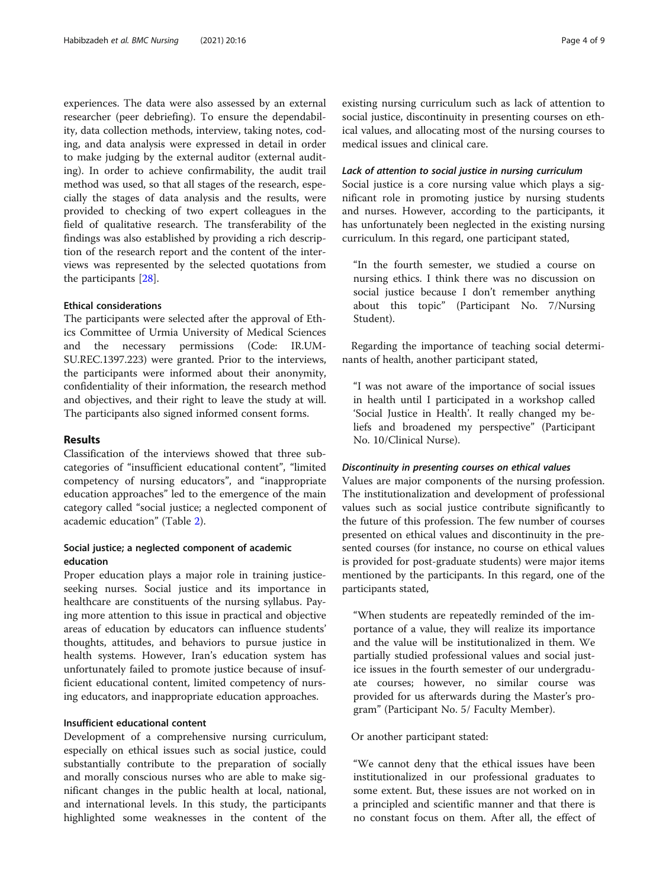experiences. The data were also assessed by an external researcher (peer debriefing). To ensure the dependability, data collection methods, interview, taking notes, coding, and data analysis were expressed in detail in order to make judging by the external auditor (external auditing). In order to achieve confirmability, the audit trail method was used, so that all stages of the research, especially the stages of data analysis and the results, were provided to checking of two expert colleagues in the field of qualitative research. The transferability of the findings was also established by providing a rich description of the research report and the content of the interviews was represented by the selected quotations from the participants [28].

### Ethical considerations

The participants were selected after the approval of Ethics Committee of Urmia University of Medical Sciences and the necessary permissions (Code: IR.UMSU.REC.1397.223) were granted. Prior to the interviews, the participants were informed about their anonymity, confidentiality of their information, the research method and objectives, and their right to leave the study at will. The participants also signed informed consent forms.

## Results

Classification of the interviews showed that three subcategories of "insufficient educational content", "limited competency of nursing educators", and "inappropriate education approaches" led to the emergence of the main category called "social justice; a neglected component of academic education" (Table 2).

### Social justice; a neglected component of academic education

Proper education plays a major role in training justice-seeking nurses. Social justice and its importance in healthcare are constituents of the nursing syllabus. Paying more attention to this issue in practical and objective areas of education by educators can influence students' thoughts, attitudes, and behaviors to pursue justice in health systems. However, Iran's education system has unfortunately failed to promote justice because of insufficient educational content, limited competency of nursing educators, and inappropriate education approaches.

### Insufficient educational content

Development of a comprehensive nursing curriculum, especially on ethical issues such as social justice, could substantially contribute to the preparation of socially and morally conscious nurses who are able to make significant changes in the public health at local, national, and international levels. In this study, the participants highlighted some weaknesses in the content of the existing nursing curriculum such as lack of attention to social justice, discontinuity in presenting courses on ethical values, and allocating most of the nursing courses to medical issues and clinical care.

#### *Lack of attention to social justice in nursing curriculum*

Social justice is a core nursing value which plays a significant role in promoting justice by nursing students and nurses. However, according to the participants, it has unfortunately been neglected in the existing nursing curriculum. In this regard, one participant stated,

> "In the fourth semester, we studied a course on nursing ethics. I think there was no discussion on social justice because I don't remember anything about this topic" (Participant No. 7/Nursing Student).

Regarding the importance of teaching social determinants of health, another participant stated,

> "I was not aware of the importance of social issues in health until I participated in a workshop called 'Social Justice in Health'. It really changed my beliefs and broadened my perspective" (Participant No. 10/Clinical Nurse).

#### *Discontinuity in presenting courses on ethical values*

Values are major components of the nursing profession. The institutionalization and development of professional values such as social justice contribute significantly to the future of this profession. The few number of courses presented on ethical values and discontinuity in the presented courses (for instance, no course on ethical values is provided for post-graduate students) were major items mentioned by the participants. In this regard, one of the participants stated,

> "When students are repeatedly reminded of the importance of a value, they will realize its importance and the value will be institutionalized in them. We partially studied professional values and social justice issues in the fourth semester of our undergraduate courses; however, no similar course was provided for us afterwards during the Master's program" (Participant No. 5/ Faculty Member).

Or another participant stated:

> "We cannot deny that the ethical issues have been institutionalized in our professional graduates to some extent. But, these issues are not worked on in a principled and scientific manner and that there is no constant focus on them. After all, the effect of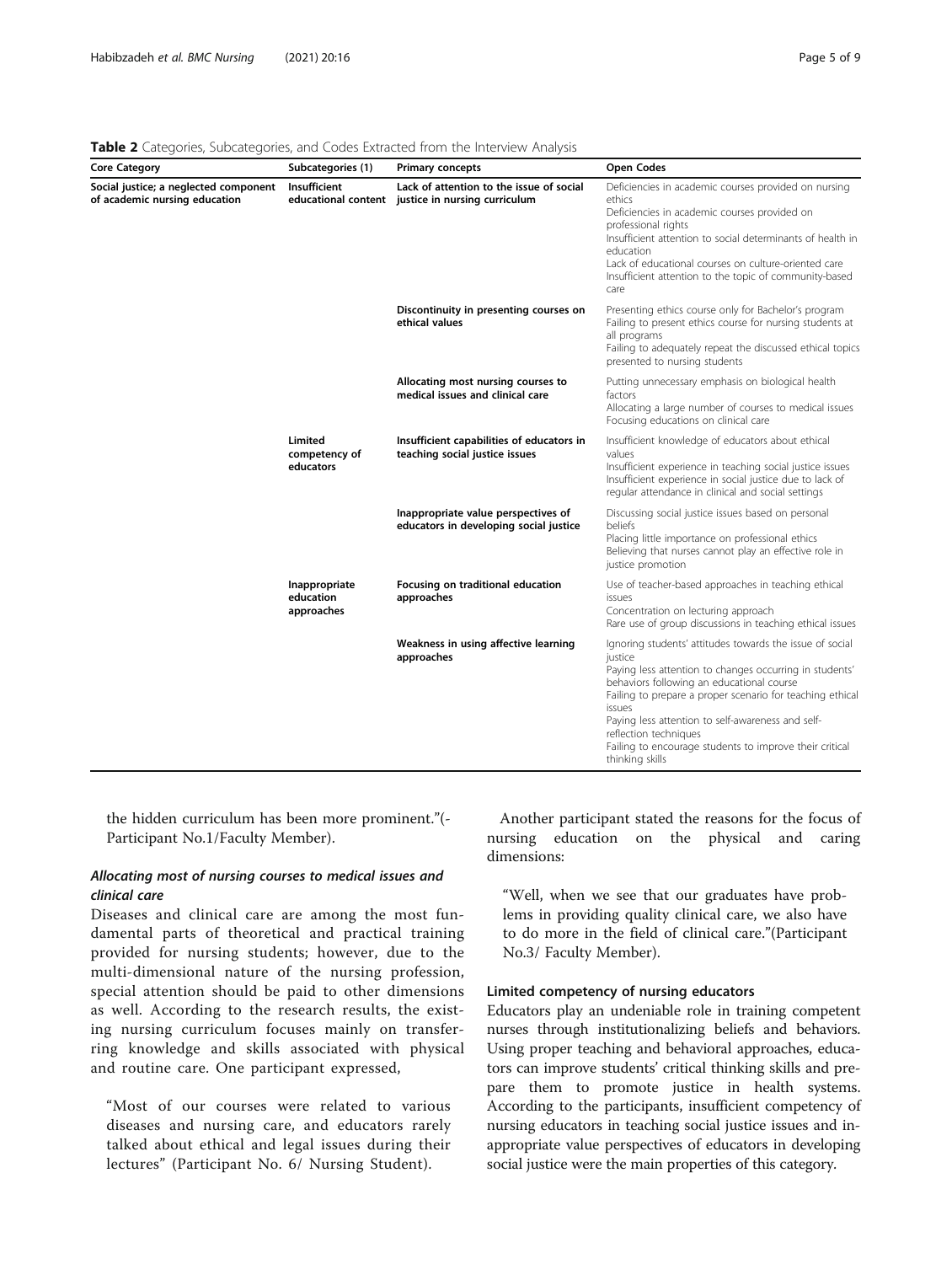**Table 2** Categories, Subcategories, and Codes Extracted from the Interview Analysis

| Core Category | Subcategories (1) | Primary concepts | Open Codes |
| --- | --- | --- | --- |
| **Social justice; a neglected component of academic nursing education** | **Insufficient educational content** | **Lack of attention to the issue of social justice in nursing curriculum** | Deficiencies in academic courses provided on nursing ethics<br>Deficiencies in academic courses provided on professional rights<br>Insufficient attention to social determinants of health in education<br>Lack of educational courses on culture-oriented care<br>Insufficient attention to the topic of community-based care |
| | | **Discontinuity in presenting courses on ethical values** | Presenting ethics course only for Bachelor's program<br>Failing to present ethics course for nursing students at all programs<br>Failing to adequately repeat the discussed ethical topics presented to nursing students |
| | | **Allocating most nursing courses to medical issues and clinical care** | Putting unnecessary emphasis on biological health factors<br>Allocating a large number of courses to medical issues<br>Focusing educations on clinical care |
| | **Limited competency of educators** | **Insufficient capabilities of educators in teaching social justice issues** | Insufficient knowledge of educators about ethical values<br>Insufficient experience in teaching social justice issues<br>Insufficient experience in social justice due to lack of regular attendance in clinical and social settings |
| | | **Inappropriate value perspectives of educators in developing social justice** | Discussing social justice issues based on personal beliefs<br>Placing little importance on professional ethics<br>Believing that nurses cannot play an effective role in justice promotion |
| | **Inappropriate education approaches** | **Focusing on traditional education approaches** | Use of teacher-based approaches in teaching ethical issues<br>Concentration on lecturing approach<br>Rare use of group discussions in teaching ethical issues |
| | | **Weakness in using affective learning approaches** | Ignoring students' attitudes towards the issue of social justice<br>Paying less attention to changes occurring in students' behaviors following an educational course<br>Failing to prepare a proper scenario for teaching ethical issues<br>Paying less attention to self-awareness and self-reflection techniques<br>Failing to encourage students to improve their critical thinking skills |

the hidden curriculum has been more prominent."(Participant No.1/Faculty Member).

### *Allocating most of nursing courses to medical issues and clinical care*

Diseases and clinical care are among the most fundamental parts of theoretical and practical training provided for nursing students; however, due to the multi-dimensional nature of the nursing profession, special attention should be paid to other dimensions as well. According to the research results, the existing nursing curriculum focuses mainly on transferring knowledge and skills associated with physical and routine care. One participant expressed,

> "Most of our courses were related to various diseases and nursing care, and educators rarely talked about ethical and legal issues during their lectures" (Participant No. 6/ Nursing Student).

Another participant stated the reasons for the focus of nursing education on the physical and caring dimensions:

> "Well, when we see that our graduates have problems in providing quality clinical care, we also have to do more in the field of clinical care."(Participant No.3/ Faculty Member).

### Limited competency of nursing educators

Educators play an undeniable role in training competent nurses through institutionalizing beliefs and behaviors. Using proper teaching and behavioral approaches, educators can improve students' critical thinking skills and prepare them to promote justice in health systems. According to the participants, insufficient competency of nursing educators in teaching social justice issues and inappropriate value perspectives of educators in developing social justice were the main properties of this category.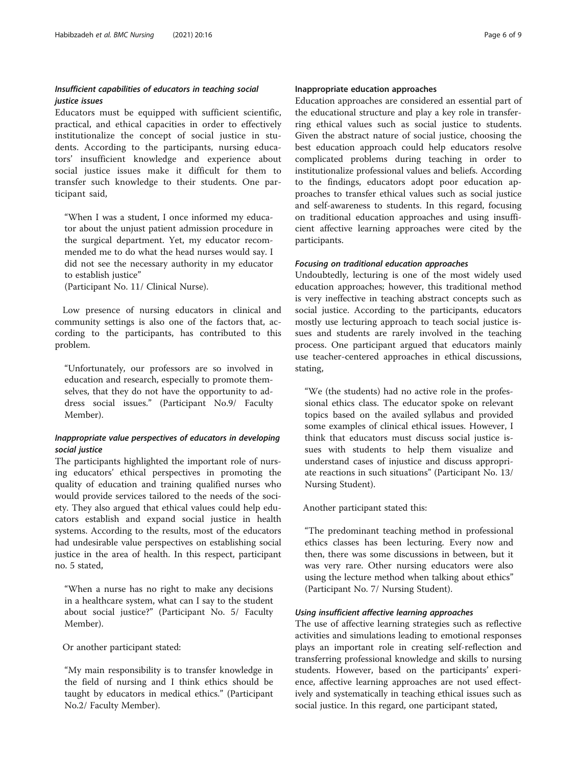### *Insufficient capabilities of educators in teaching social justice issues*

Educators must be equipped with sufficient scientific, practical, and ethical capacities in order to effectively institutionalize the concept of social justice in students. According to the participants, nursing educators' insufficient knowledge and experience about social justice issues make it difficult for them to transfer such knowledge to their students. One participant said,

> "When I was a student, I once informed my educator about the unjust patient admission procedure in the surgical department. Yet, my educator recommended me to do what the head nurses would say. I did not see the necessary authority in my educator to establish justice"
> (Participant No. 11/ Clinical Nurse).

Low presence of nursing educators in clinical and community settings is also one of the factors that, according to the participants, has contributed to this problem.

> "Unfortunately, our professors are so involved in education and research, especially to promote themselves, that they do not have the opportunity to address social issues." (Participant No.9/ Faculty Member).

### *Inappropriate value perspectives of educators in developing social justice*

The participants highlighted the important role of nursing educators' ethical perspectives in promoting the quality of education and training qualified nurses who would provide services tailored to the needs of the society. They also argued that ethical values could help educators establish and expand social justice in health systems. According to the results, most of the educators had undesirable value perspectives on establishing social justice in the area of health. In this respect, participant no. 5 stated,

> "When a nurse has no right to make any decisions in a healthcare system, what can I say to the student about social justice?" (Participant No. 5/ Faculty Member).

Or another participant stated:

> "My main responsibility is to transfer knowledge in the field of nursing and I think ethics should be taught by educators in medical ethics." (Participant No.2/ Faculty Member).

## Inappropriate education approaches

Education approaches are considered an essential part of the educational structure and play a key role in transferring ethical values such as social justice to students. Given the abstract nature of social justice, choosing the best education approach could help educators resolve complicated problems during teaching in order to institutionalize professional values and beliefs. According to the findings, educators adopt poor education approaches to transfer ethical values such as social justice and self-awareness to students. In this regard, focusing on traditional education approaches and using insufficient affective learning approaches were cited by the participants.

### *Focusing on traditional education approaches*

Undoubtedly, lecturing is one of the most widely used education approaches; however, this traditional method is very ineffective in teaching abstract concepts such as social justice. According to the participants, educators mostly use lecturing approach to teach social justice issues and students are rarely involved in the teaching process. One participant argued that educators mainly use teacher-centered approaches in ethical discussions, stating,

> "We (the students) had no active role in the professional ethics class. The educator spoke on relevant topics based on the availed syllabus and provided some examples of clinical ethical issues. However, I think that educators must discuss social justice issues with students to help them visualize and understand cases of injustice and discuss appropriate reactions in such situations" (Participant No. 13/ Nursing Student).

Another participant stated this:

> "The predominant teaching method in professional ethics classes has been lecturing. Every now and then, there was some discussions in between, but it was very rare. Other nursing educators were also using the lecture method when talking about ethics" (Participant No. 7/ Nursing Student).

### *Using insufficient affective learning approaches*

The use of affective learning strategies such as reflective activities and simulations leading to emotional responses plays an important role in creating self-reflection and transferring professional knowledge and skills to nursing students. However, based on the participants' experience, affective learning approaches are not used effectively and systematically in teaching ethical issues such as social justice. In this regard, one participant stated,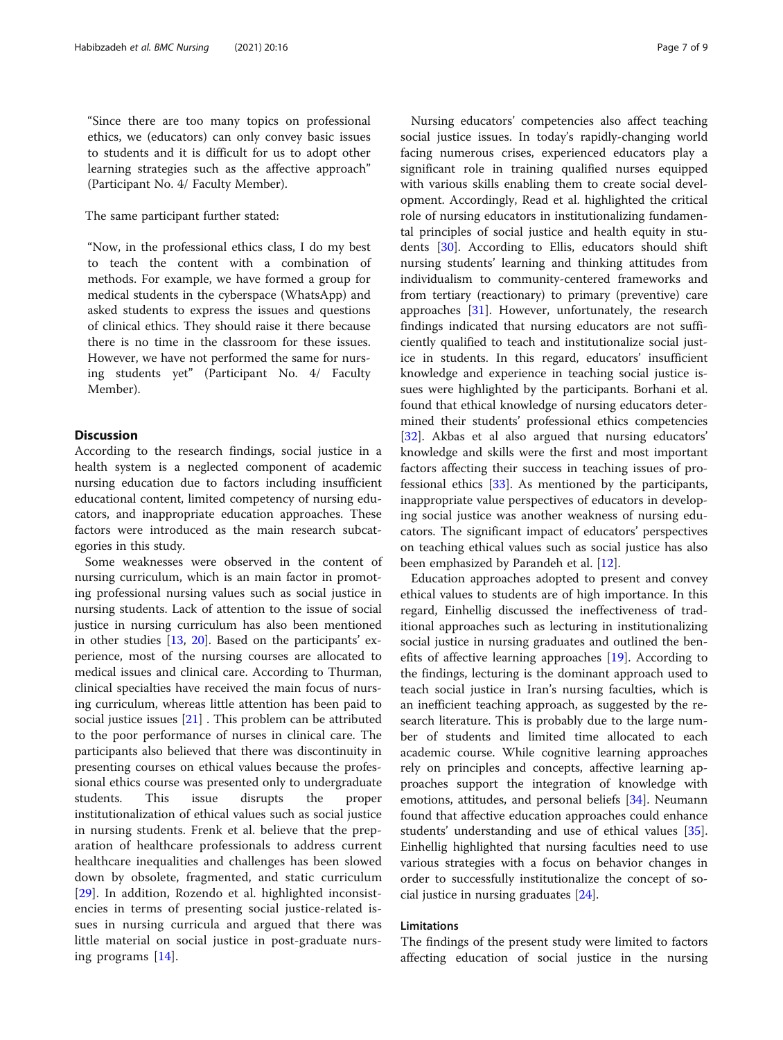"Since there are too many topics on professional ethics, we (educators) can only convey basic issues to students and it is difficult for us to adopt other learning strategies such as the affective approach" (Participant No. 4/ Faculty Member).

The same participant further stated:

"Now, in the professional ethics class, I do my best to teach the content with a combination of methods. For example, we have formed a group for medical students in the cyberspace (WhatsApp) and asked students to express the issues and questions of clinical ethics. They should raise it there because there is no time in the classroom for these issues. However, we have not performed the same for nursing students yet" (Participant No. 4/ Faculty Member).

## Discussion

According to the research findings, social justice in a health system is a neglected component of academic nursing education due to factors including insufficient educational content, limited competency of nursing educators, and inappropriate education approaches. These factors were introduced as the main research subcategories in this study.

Some weaknesses were observed in the content of nursing curriculum, which is an main factor in promoting professional nursing values such as social justice in nursing students. Lack of attention to the issue of social justice in nursing curriculum has also been mentioned in other studies [13, 20]. Based on the participants' experience, most of the nursing courses are allocated to medical issues and clinical care. According to Thurman, clinical specialties have received the main focus of nursing curriculum, whereas little attention has been paid to social justice issues [21] . This problem can be attributed to the poor performance of nurses in clinical care. The participants also believed that there was discontinuity in presenting courses on ethical values because the professional ethics course was presented only to undergraduate students. This issue disrupts the proper institutionalization of ethical values such as social justice in nursing students. Frenk et al. believe that the preparation of healthcare professionals to address current healthcare inequalities and challenges has been slowed down by obsolete, fragmented, and static curriculum [29]. In addition, Rozendo et al. highlighted inconsistencies in terms of presenting social justice-related issues in nursing curricula and argued that there was little material on social justice in post-graduate nursing programs [14].

Nursing educators' competencies also affect teaching social justice issues. In today's rapidly-changing world facing numerous crises, experienced educators play a significant role in training qualified nurses equipped with various skills enabling them to create social development. Accordingly, Read et al. highlighted the critical role of nursing educators in institutionalizing fundamental principles of social justice and health equity in students [30]. According to Ellis, educators should shift nursing students' learning and thinking attitudes from individualism to community-centered frameworks and from tertiary (reactionary) to primary (preventive) care approaches [31]. However, unfortunately, the research findings indicated that nursing educators are not sufficiently qualified to teach and institutionalize social justice in students. In this regard, educators' insufficient knowledge and experience in teaching social justice issues were highlighted by the participants. Borhani et al. found that ethical knowledge of nursing educators determined their students' professional ethics competencies [32]. Akbas et al also argued that nursing educators' knowledge and skills were the first and most important factors affecting their success in teaching issues of professional ethics [33]. As mentioned by the participants, inappropriate value perspectives of educators in developing social justice was another weakness of nursing educators. The significant impact of educators' perspectives on teaching ethical values such as social justice has also been emphasized by Parandeh et al. [12].

Education approaches adopted to present and convey ethical values to students are of high importance. In this regard, Einhellig discussed the ineffectiveness of traditional approaches such as lecturing in institutionalizing social justice in nursing graduates and outlined the benefits of affective learning approaches [19]. According to the findings, lecturing is the dominant approach used to teach social justice in Iran's nursing faculties, which is an inefficient teaching approach, as suggested by the research literature. This is probably due to the large number of students and limited time allocated to each academic course. While cognitive learning approaches rely on principles and concepts, affective learning approaches support the integration of knowledge with emotions, attitudes, and personal beliefs [34]. Neumann found that affective education approaches could enhance students' understanding and use of ethical values [35]. Einhellig highlighted that nursing faculties need to use various strategies with a focus on behavior changes in order to successfully institutionalize the concept of social justice in nursing graduates [24].

### Limitations

The findings of the present study were limited to factors affecting education of social justice in the nursing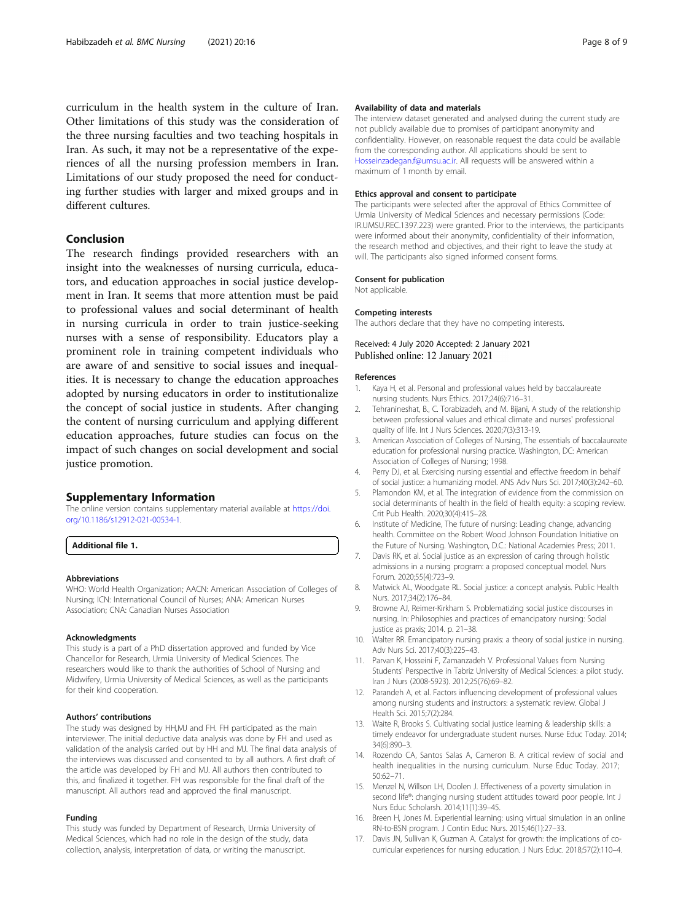curriculum in the health system in the culture of Iran. Other limitations of this study was the consideration of the three nursing faculties and two teaching hospitals in Iran. As such, it may not be a representative of the experiences of all the nursing profession members in Iran. Limitations of our study proposed the need for conducting further studies with larger and mixed groups and in different cultures.

## Conclusion

The research findings provided researchers with an insight into the weaknesses of nursing curricula, educators, and education approaches in social justice development in Iran. It seems that more attention must be paid to professional values and social determinant of health in nursing curricula in order to train justice-seeking nurses with a sense of responsibility. Educators play a prominent role in training competent individuals who are aware of and sensitive to social issues and inequalities. It is necessary to change the education approaches adopted by nursing educators in order to institutionalize the concept of social justice in students. After changing the content of nursing curriculum and applying different education approaches, future studies can focus on the impact of such changes on social development and social justice promotion.

## Supplementary Information

The online version contains supplementary material available at https://doi.org/10.1186/s12912-021-00534-1.

**Additional file 1.**

#### Abbreviations

WHO: World Health Organization; AACN: American Association of Colleges of Nursing; ICN: International Council of Nurses; ANA: American Nurses Association; CNA: Canadian Nurses Association

#### Acknowledgments

This study is a part of a PhD dissertation approved and funded by Vice Chancellor for Research, Urmia University of Medical Sciences. The researchers would like to thank the authorities of School of Nursing and Midwifery, Urmia University of Medical Sciences, as well as the participants for their kind cooperation.

#### Authors' contributions

The study was designed by HH,MJ and FH. FH participated as the main interviewer. The initial deductive data analysis was done by FH and used as validation of the analysis carried out by HH and MJ. The final data analysis of the interviews was discussed and consented to by all authors. A first draft of the article was developed by FH and MJ. All authors then contributed to this, and finalized it together. FH was responsible for the final draft of the manuscript. All authors read and approved the final manuscript.

#### Funding

This study was funded by Department of Research, Urmia University of Medical Sciences, which had no role in the design of the study, data collection, analysis, interpretation of data, or writing the manuscript.

#### Availability of data and materials

The interview dataset generated and analysed during the current study are not publicly available due to promises of participant anonymity and confidentiality. However, on reasonable request the data could be available from the corresponding author. All applications should be sent to Hosseinzadegan.f@umsu.ac.ir. All requests will be answered within a maximum of 1 month by email.

#### Ethics approval and consent to participate

The participants were selected after the approval of Ethics Committee of Urmia University of Medical Sciences and necessary permissions (Code: IR.UMSU.REC.1397.223) were granted. Prior to the interviews, the participants were informed about their anonymity, confidentiality of their information, the research method and objectives, and their right to leave the study at will. The participants also signed informed consent forms.

#### Consent for publication

Not applicable.

#### Competing interests

The authors declare that they have no competing interests.

Received: 4 July 2020 Accepted: 2 January 2021
Published online: 12 January 2021

#### References

1. Kaya H, et al. Personal and professional values held by baccalaureate nursing students. Nurs Ethics. 2017;24(6):716–31.
2. Tehranineshat, B., C. Torabizadeh, and M. Bijani, A study of the relationship between professional values and ethical climate and nurses' professional quality of life. Int J Nurs Sciences. 2020;7(3):313-19.
3. American Association of Colleges of Nursing, The essentials of baccalaureate education for professional nursing practice. Washington, DC: American Association of Colleges of Nursing; 1998.
4. Perry DJ, et al. Exercising nursing essential and effective freedom in behalf of social justice: a humanizing model. ANS Adv Nurs Sci. 2017;40(3):242–60.
5. Plamondon KM, et al. The integration of evidence from the commission on social determinants of health in the field of health equity: a scoping review. Crit Pub Health. 2020;30(4):415–28.
6. Institute of Medicine, The future of nursing: Leading change, advancing health. Committee on the Robert Wood Johnson Foundation Initiative on the Future of Nursing. Washington, D.C.: National Academies Press; 2011.
7. Davis RK, et al. Social justice as an expression of caring through holistic admissions in a nursing program: a proposed conceptual model. Nurs Forum. 2020;55(4):723–9.
8. Matwick AL, Woodgate RL. Social justice: a concept analysis. Public Health Nurs. 2017;34(2):176–84.
9. Browne AJ, Reimer-Kirkham S. Problematizing social justice discourses in nursing. In: Philosophies and practices of emancipatory nursing: Social justice as praxis; 2014. p. 21–38.
10. Walter RR. Emancipatory nursing praxis: a theory of social justice in nursing. Adv Nurs Sci. 2017;40(3):225–43.
11. Parvan K, Hosseini F, Zamanzadeh V. Professional Values from Nursing Students' Perspective in Tabriz University of Medical Sciences: a pilot study. Iran J Nurs (2008-5923). 2012;25(76):69–82.
12. Parandeh A, et al. Factors influencing development of professional values among nursing students and instructors: a systematic review. Global J Health Sci. 2015;7(2):284.
13. Waite R, Brooks S. Cultivating social justice learning & leadership skills: a timely endeavor for undergraduate student nurses. Nurse Educ Today. 2014;34(6):890–3.
14. Rozendo CA, Santos Salas A, Cameron B. A critical review of social and health inequalities in the nursing curriculum. Nurse Educ Today. 2017;50:62–71.
15. Menzel N, Willson LH, Doolen J. Effectiveness of a poverty simulation in second life®: changing nursing student attitudes toward poor people. Int J Nurs Educ Scholarsh. 2014;11(1):39–45.
16. Breen H, Jones M. Experiential learning: using virtual simulation in an online RN-to-BSN program. J Contin Educ Nurs. 2015;46(1):27–33.
17. Davis JN, Sullivan K, Guzman A. Catalyst for growth: the implications of co-curricular experiences for nursing education. J Nurs Educ. 2018;57(2):110–4.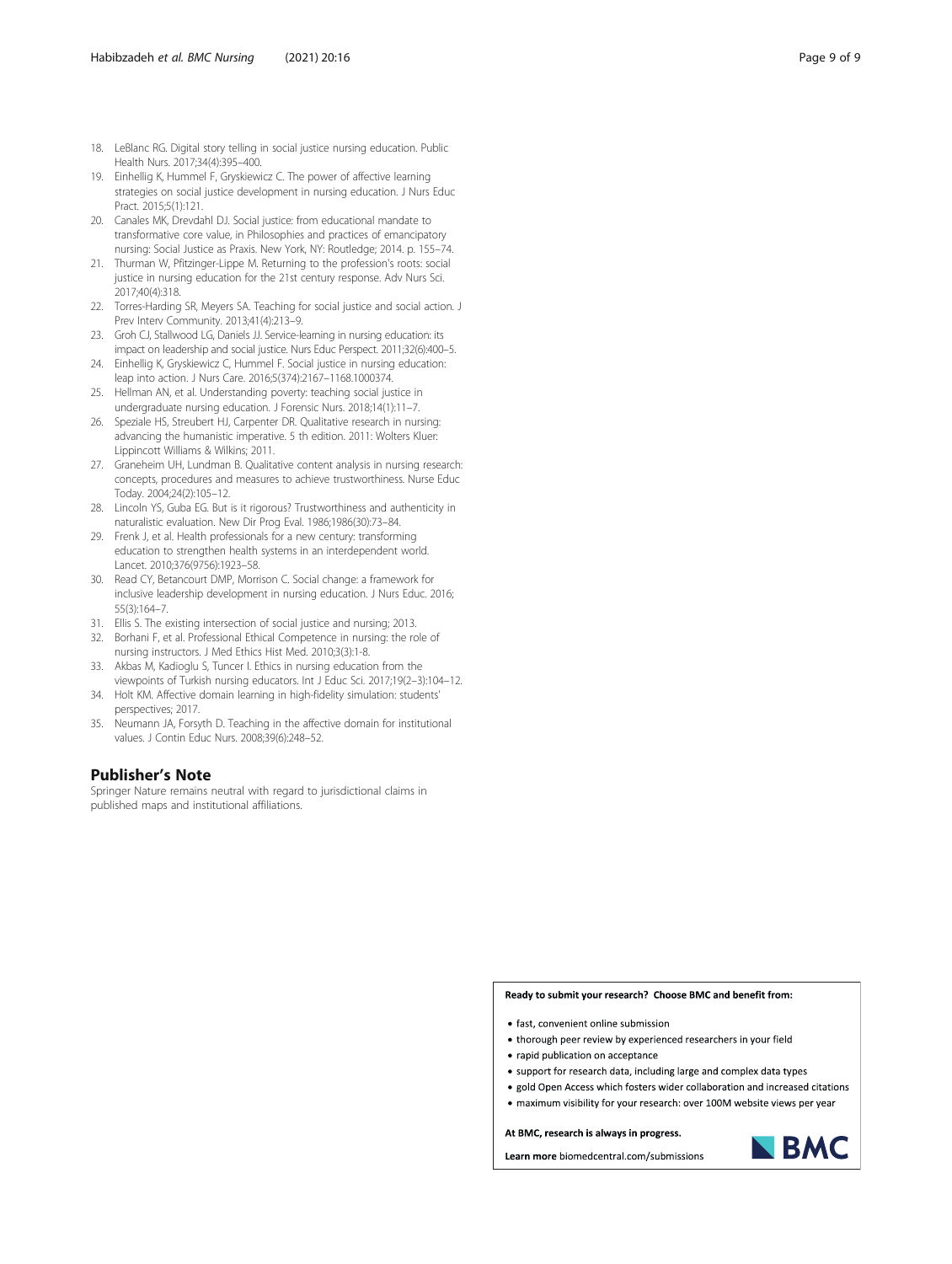18. LeBlanc RG. Digital story telling in social justice nursing education. Public Health Nurs. 2017;34(4):395–400.
19. Einhellig K, Hummel F, Gryskiewicz C. The power of affective learning strategies on social justice development in nursing education. J Nurs Educ Pract. 2015;5(1):121.
20. Canales MK, Drevdahl DJ. Social justice: from educational mandate to transformative core value, in Philosophies and practices of emancipatory nursing: Social Justice as Praxis. New York, NY: Routledge; 2014. p. 155–74.
21. Thurman W, Pfitzinger-Lippe M. Returning to the profession's roots: social justice in nursing education for the 21st century response. Adv Nurs Sci. 2017;40(4):318.
22. Torres-Harding SR, Meyers SA. Teaching for social justice and social action. J Prev Interv Community. 2013;41(4):213–9.
23. Groh CJ, Stallwood LG, Daniels JJ. Service-learning in nursing education: its impact on leadership and social justice. Nurs Educ Perspect. 2011;32(6):400–5.
24. Einhellig K, Gryskiewicz C, Hummel F. Social justice in nursing education: leap into action. J Nurs Care. 2016;5(374):2167–1168.1000374.
25. Hellman AN, et al. Understanding poverty: teaching social justice in undergraduate nursing education. J Forensic Nurs. 2018;14(1):11–7.
26. Speziale HS, Streubert HJ, Carpenter DR. Qualitative research in nursing: advancing the humanistic imperative. 5 th edition. 2011: Wolters Kluer: Lippincott Williams & Wilkins; 2011.
27. Graneheim UH, Lundman B. Qualitative content analysis in nursing research: concepts, procedures and measures to achieve trustworthiness. Nurse Educ Today. 2004;24(2):105–12.
28. Lincoln YS, Guba EG. But is it rigorous? Trustworthiness and authenticity in naturalistic evaluation. New Dir Prog Eval. 1986;1986(30):73–84.
29. Frenk J, et al. Health professionals for a new century: transforming education to strengthen health systems in an interdependent world. Lancet. 2010;376(9756):1923–58.
30. Read CY, Betancourt DMP, Morrison C. Social change: a framework for inclusive leadership development in nursing education. J Nurs Educ. 2016; 55(3):164–7.
31. Ellis S. The existing intersection of social justice and nursing; 2013.
32. Borhani F, et al. Professional Ethical Competence in nursing: the role of nursing instructors. J Med Ethics Hist Med. 2010;3(3):1-8.
33. Akbas M, Kadioglu S, Tuncer I. Ethics in nursing education from the viewpoints of Turkish nursing educators. Int J Educ Sci. 2017;19(2–3):104–12.
34. Holt KM. Affective domain learning in high-fidelity simulation: students' perspectives; 2017.
35. Neumann JA, Forsyth D. Teaching in the affective domain for institutional values. J Contin Educ Nurs. 2008;39(6):248–52.

## Publisher's Note

Springer Nature remains neutral with regard to jurisdictional claims in published maps and institutional affiliations.

**Ready to submit your research? Choose BMC and benefit from:**

- fast, convenient online submission
- thorough peer review by experienced researchers in your field
- rapid publication on acceptance
- support for research data, including large and complex data types
- gold Open Access which fosters wider collaboration and increased citations
- maximum visibility for your research: over 100M website views per year

**At BMC, research is always in progress.**

**Learn more** biomedcentral.com/submissions

BMC